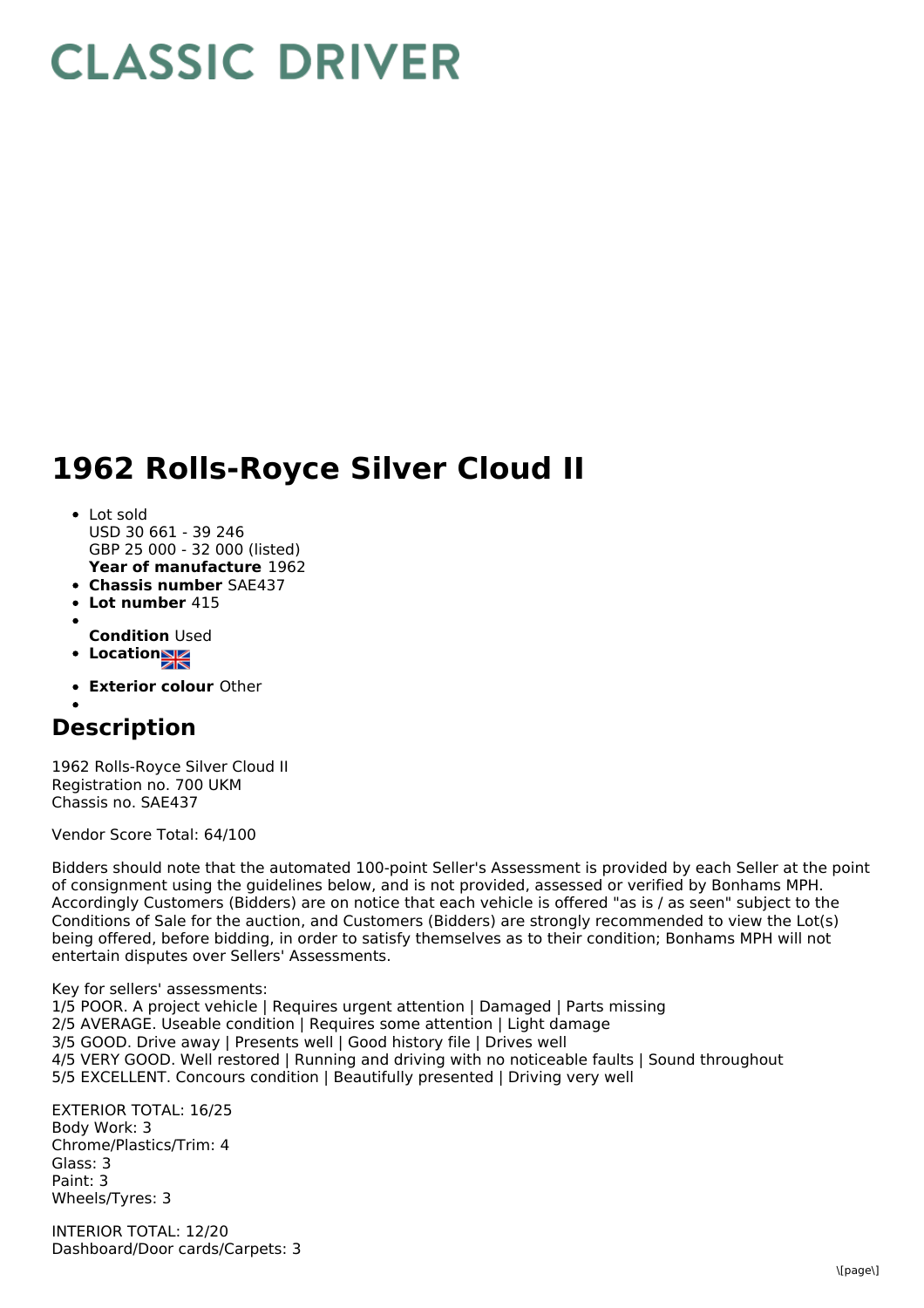# CLASSIC DRIVER

# 1962 Rolls-Royce Silver Cloud II

- Lot sold  
  USD 30 661 - 39 246  
  GBP 25 000 - 32 000 (listed)  
  **Year of manufacture** 1962
- **Chassis number** SAE437
- **Lot number** 415
- **Condition** Used
- **Location**
- **Exterior colour** Other

## Description

1962 Rolls-Royce Silver Cloud II  
Registration no. 700 UKM  
Chassis no. SAE437

Vendor Score Total: 64/100

Bidders should note that the automated 100-point Seller's Assessment is provided by each Seller at the point of consignment using the guidelines below, and is not provided, assessed or verified by Bonhams MPH. Accordingly Customers (Bidders) are on notice that each vehicle is offered "as is / as seen" subject to the Conditions of Sale for the auction, and Customers (Bidders) are strongly recommended to view the Lot(s) being offered, before bidding, in order to satisfy themselves as to their condition; Bonhams MPH will not entertain disputes over Sellers' Assessments.

Key for sellers' assessments:  
1/5 POOR. A project vehicle | Requires urgent attention | Damaged | Parts missing  
2/5 AVERAGE. Useable condition | Requires some attention | Light damage  
3/5 GOOD. Drive away | Presents well | Good history file | Drives well  
4/5 VERY GOOD. Well restored | Running and driving with no noticeable faults | Sound throughout  
5/5 EXCELLENT. Concours condition | Beautifully presented | Driving very well

EXTERIOR TOTAL: 16/25  
Body Work: 3  
Chrome/Plastics/Trim: 4  
Glass: 3  
Paint: 3  
Wheels/Tyres: 3

INTERIOR TOTAL: 12/20  
Dashboard/Door cards/Carpets: 3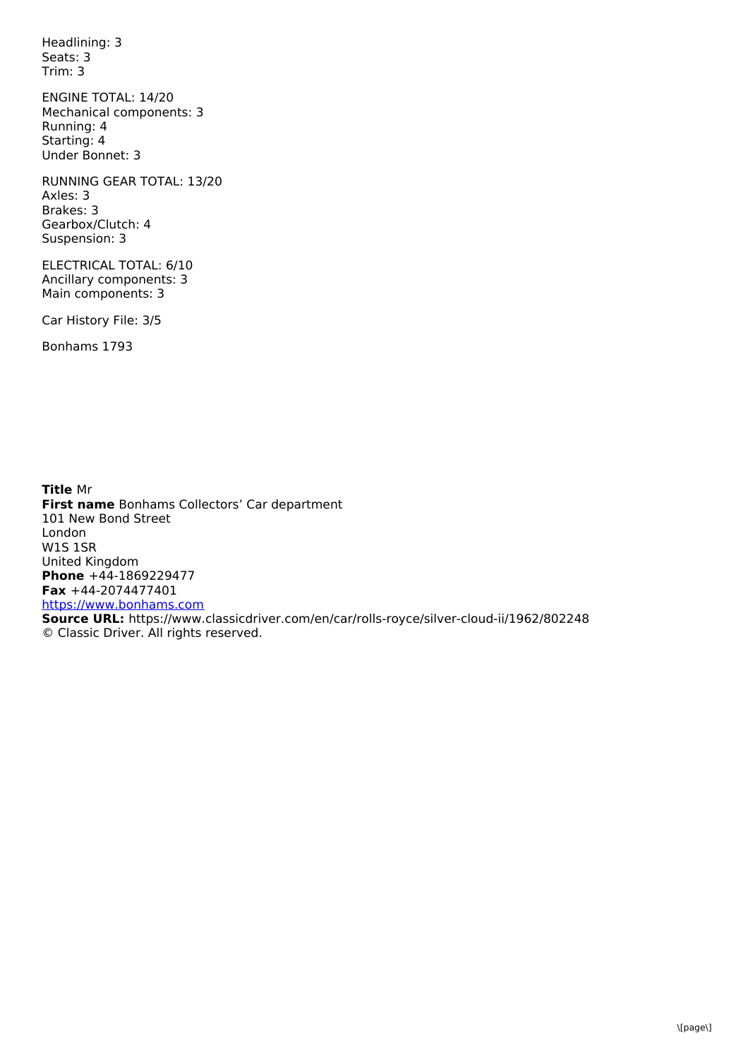Headlining: 3
Seats: 3
Trim: 3

ENGINE TOTAL: 14/20
Mechanical components: 3
Running: 4
Starting: 4
Under Bonnet: 3

RUNNING GEAR TOTAL: 13/20
Axles: 3
Brakes: 3
Gearbox/Clutch: 4
Suspension: 3

ELECTRICAL TOTAL: 6/10
Ancillary components: 3
Main components: 3

Car History File: 3/5

Bonhams 1793

**Title** Mr
**First name** Bonhams Collectors' Car department
101 New Bond Street
London
W1S 1SR
United Kingdom
**Phone** +44-1869229477
**Fax** +44-2074477401
[https://www.bonhams.com](https://www.bonhams.com)
**Source URL:** https://www.classicdriver.com/en/car/rolls-royce/silver-cloud-ii/1962/802248
© Classic Driver. All rights reserved.